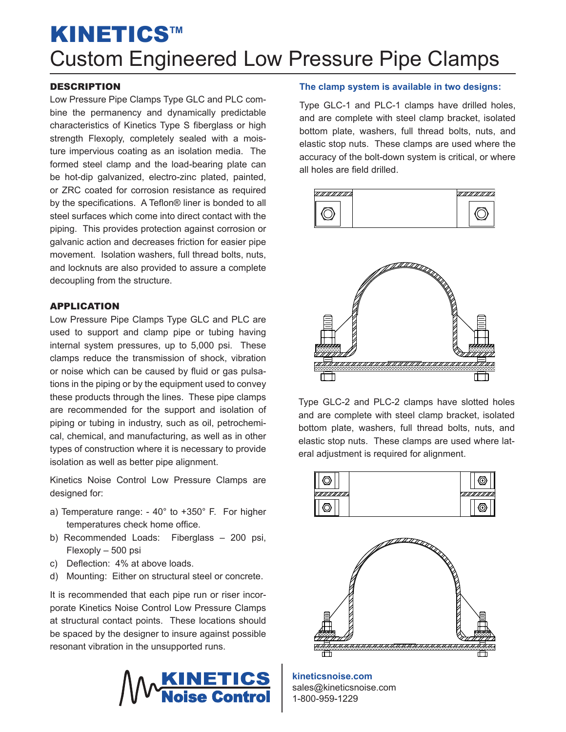# KINETICS™

# Custom Engineered Low Pressure Pipe Clamps

## DESCRIPTION

Low Pressure Pipe Clamps Type GLC and PLC combine the permanency and dynamically predictable characteristics of Kinetics Type S fiberglass or high strength Flexoply, completely sealed with a moisture impervious coating as an isolation media. The formed steel clamp and the load-bearing plate can be hot-dip galvanized, electro-zinc plated, painted, or ZRC coated for corrosion resistance as required by the specifications. A Teflon® liner is bonded to all steel surfaces which come into direct contact with the piping. This provides protection against corrosion or galvanic action and decreases friction for easier pipe movement. Isolation washers, full thread bolts, nuts, and locknuts are also provided to assure a complete decoupling from the structure.

## APPLICATION

Low Pressure Pipe Clamps Type GLC and PLC are used to support and clamp pipe or tubing having internal system pressures, up to 5,000 psi. These clamps reduce the transmission of shock, vibration or noise which can be caused by fluid or gas pulsations in the piping or by the equipment used to convey these products through the lines. These pipe clamps are recommended for the support and isolation of piping or tubing in industry, such as oil, petrochemical, chemical, and manufacturing, as well as in other types of construction where it is necessary to provide isolation as well as better pipe alignment.

Kinetics Noise Control Low Pressure Clamps are designed for:

a) Temperature range: - 40° to +350° F. For higher temperatures check home office.
b) Recommended Loads: Fiberglass – 200 psi, Flexoply – 500 psi
c) Deflection: 4% at above loads.
d) Mounting: Either on structural steel or concrete.

It is recommended that each pipe run or riser incorporate Kinetics Noise Control Low Pressure Clamps at structural contact points. These locations should be spaced by the designer to insure against possible resonant vibration in the unsupported runs.

**The clamp system is available in two designs:**

Type GLC-1 and PLC-1 clamps have drilled holes, and are complete with steel clamp bracket, isolated bottom plate, washers, full thread bolts, nuts, and elastic stop nuts. These clamps are used where the accuracy of the bolt-down system is critical, or where all holes are field drilled.

Type GLC-2 and PLC-2 clamps have slotted holes and are complete with steel clamp bracket, isolated bottom plate, washers, full thread bolts, nuts, and elastic stop nuts. These clamps are used where lateral adjustment is required for alignment.

KINETICS Noise Control

**kineticsnoise.com**
sales@kineticsnoise.com
1-800-959-1229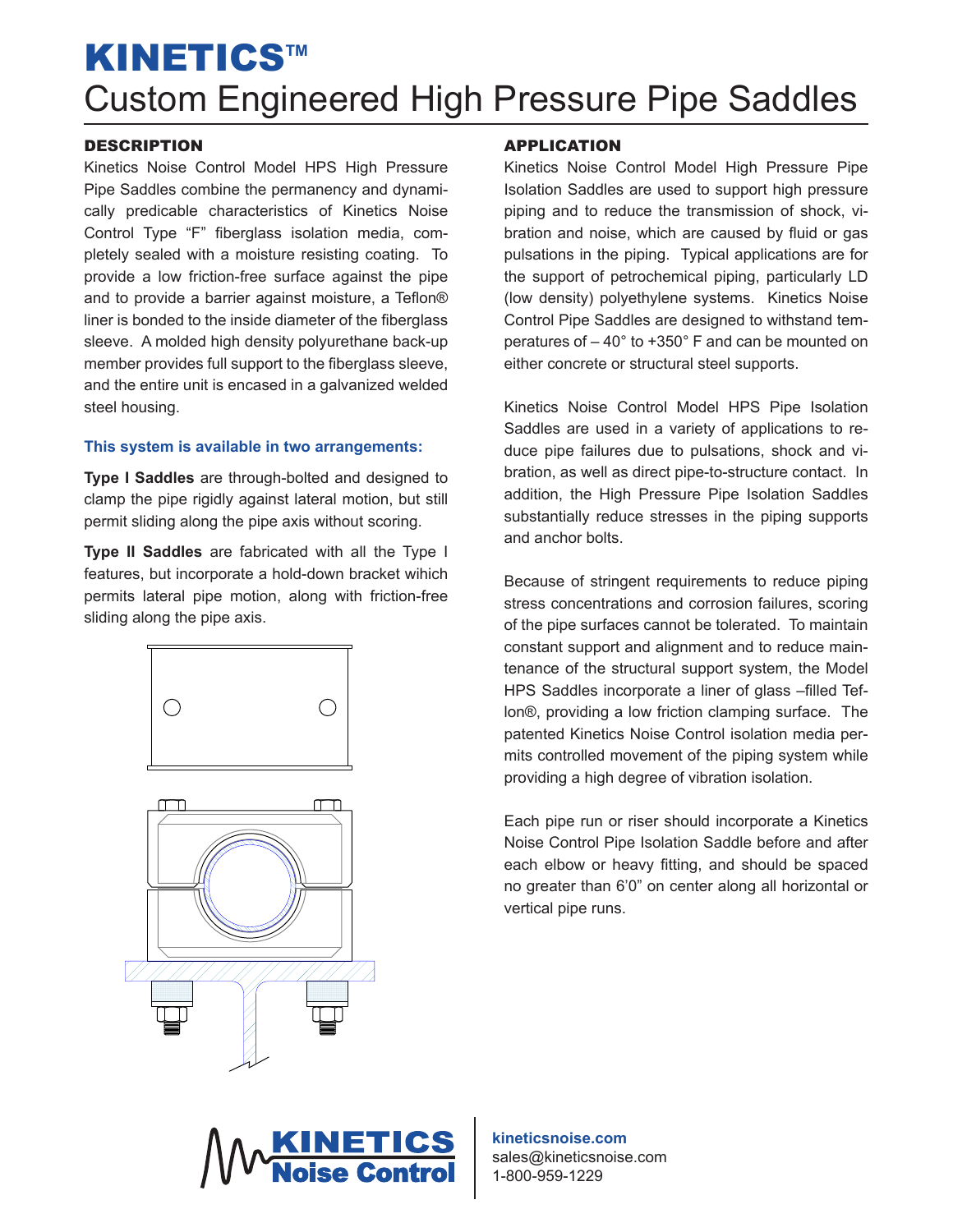# KINETICS™
# Custom Engineered High Pressure Pipe Saddles

## DESCRIPTION

Kinetics Noise Control Model HPS High Pressure Pipe Saddles combine the permanency and dynamically predicable characteristics of Kinetics Noise Control Type "F" fiberglass isolation media, completely sealed with a moisture resisting coating. To provide a low friction-free surface against the pipe and to provide a barrier against moisture, a Teflon® liner is bonded to the inside diameter of the fiberglass sleeve. A molded high density polyurethane back-up member provides full support to the fiberglass sleeve, and the entire unit is encased in a galvanized welded steel housing.

### This system is available in two arrangements:

**Type I Saddles** are through-bolted and designed to clamp the pipe rigidly against lateral motion, but still permit sliding along the pipe axis without scoring.

**Type II Saddles** are fabricated with all the Type I features, but incorporate a hold-down bracket wihich permits lateral pipe motion, along with friction-free sliding along the pipe axis.

## APPLICATION

Kinetics Noise Control Model High Pressure Pipe Isolation Saddles are used to support high pressure piping and to reduce the transmission of shock, vibration and noise, which are caused by fluid or gas pulsations in the piping. Typical applications are for the support of petrochemical piping, particularly LD (low density) polyethylene systems. Kinetics Noise Control Pipe Saddles are designed to withstand temperatures of – 40° to +350° F and can be mounted on either concrete or structural steel supports.

Kinetics Noise Control Model HPS Pipe Isolation Saddles are used in a variety of applications to reduce pipe failures due to pulsations, shock and vibration, as well as direct pipe-to-structure contact. In addition, the High Pressure Pipe Isolation Saddles substantially reduce stresses in the piping supports and anchor bolts.

Because of stringent requirements to reduce piping stress concentrations and corrosion failures, scoring of the pipe surfaces cannot be tolerated. To maintain constant support and alignment and to reduce maintenance of the structural support system, the Model HPS Saddles incorporate a liner of glass –filled Teflon®, providing a low friction clamping surface. The patented Kinetics Noise Control isolation media permits controlled movement of the piping system while providing a high degree of vibration isolation.

Each pipe run or riser should incorporate a Kinetics Noise Control Pipe Isolation Saddle before and after each elbow or heavy fitting, and should be spaced no greater than 6'0" on center along all horizontal or vertical pipe runs.

KINETICS Noise Control

**kineticsnoise.com**
sales@kineticsnoise.com
1-800-959-1229